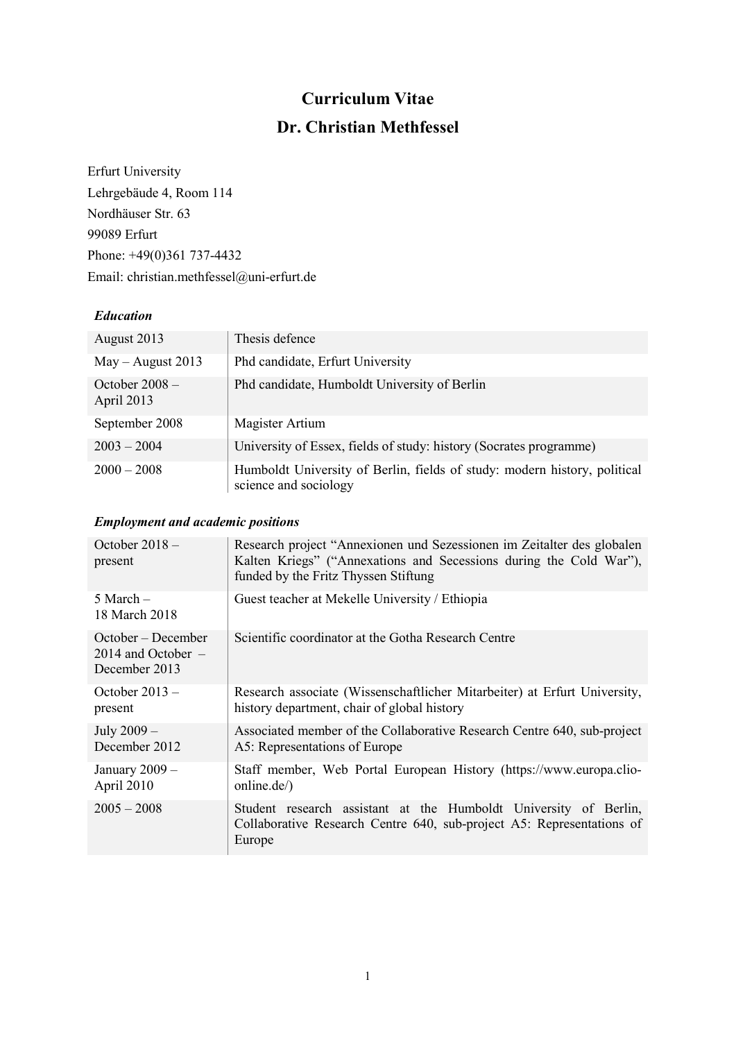# Curriculum Vitae
# Dr. Christian Methfessel

Erfurt University
Lehrgebäude 4, Room 114
Nordhäuser Str. 63
99089 Erfurt
Phone: +49(0)361 737-4432
Email: christian.methfessel@uni-erfurt.de

### *Education*

| | |
|---|---|
| August 2013 | Thesis defence |
| May – August 2013 | Phd candidate, Erfurt University |
| October 2008 – April 2013 | Phd candidate, Humboldt University of Berlin |
| September 2008 | Magister Artium |
| 2003 – 2004 | University of Essex, fields of study: history (Socrates programme) |
| 2000 – 2008 | Humboldt University of Berlin, fields of study: modern history, political science and sociology |

### *Employment and academic positions*

| | |
|---|---|
| October 2018 – present | Research project "Annexionen und Sezessionen im Zeitalter des globalen Kalten Kriegs" ("Annexations and Secessions during the Cold War"), funded by the Fritz Thyssen Stiftung |
| 5 March – 18 March 2018 | Guest teacher at Mekelle University / Ethiopia |
| October – December 2014 and October – December 2013 | Scientific coordinator at the Gotha Research Centre |
| October 2013 – present | Research associate (Wissenschaftlicher Mitarbeiter) at Erfurt University, history department, chair of global history |
| July 2009 – December 2012 | Associated member of the Collaborative Research Centre 640, sub-project A5: Representations of Europe |
| January 2009 – April 2010 | Staff member, Web Portal European History (https://www.europa.clio-online.de/) |
| 2005 – 2008 | Student research assistant at the Humboldt University of Berlin, Collaborative Research Centre 640, sub-project A5: Representations of Europe |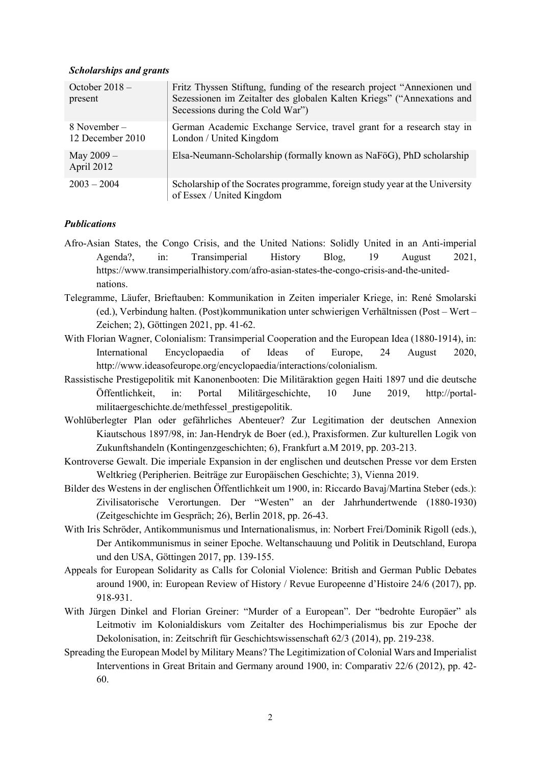***Scholarships and grants***

| | |
|---|---|
| October 2018 – present | Fritz Thyssen Stiftung, funding of the research project "Annexionen und Sezessionen im Zeitalter des globalen Kalten Kriegs" ("Annexations and Secessions during the Cold War") |
| 8 November – 12 December 2010 | German Academic Exchange Service, travel grant for a research stay in London / United Kingdom |
| May 2009 – April 2012 | Elsa-Neumann-Scholarship (formally known as NaFöG), PhD scholarship |
| 2003 – 2004 | Scholarship of the Socrates programme, foreign study year at the University of Essex / United Kingdom |

***Publications***

Afro-Asian States, the Congo Crisis, and the United Nations: Solidly United in an Anti-imperial Agenda?, in: Transimperial History Blog, 19 August 2021, https://www.transimperialhistory.com/afro-asian-states-the-congo-crisis-and-the-united-nations.

Telegramme, Läufer, Brieftauben: Kommunikation in Zeiten imperialer Kriege, in: René Smolarski (ed.), Verbindung halten. (Post)kommunikation unter schwierigen Verhältnissen (Post – Wert – Zeichen; 2), Göttingen 2021, pp. 41-62.

With Florian Wagner, Colonialism: Transimperial Cooperation and the European Idea (1880-1914), in: International Encyclopaedia of Ideas of Europe, 24 August 2020, http://www.ideasofeurope.org/encyclopaedia/interactions/colonialism.

Rassistische Prestigepolitik mit Kanonenbooten: Die Militäraktion gegen Haiti 1897 und die deutsche Öffentlichkeit, in: Portal Militärgeschichte, 10 June 2019, http://portal-militaergeschichte.de/methfessel_prestigepolitik.

Wohlüberlegter Plan oder gefährliches Abenteuer? Zur Legitimation der deutschen Annexion Kiautschous 1897/98, in: Jan-Hendryk de Boer (ed.), Praxisformen. Zur kulturellen Logik von Zukunftshandeln (Kontingenzgeschichten; 6), Frankfurt a.M 2019, pp. 203-213.

Kontroverse Gewalt. Die imperiale Expansion in der englischen und deutschen Presse vor dem Ersten Weltkrieg (Peripherien. Beiträge zur Europäischen Geschichte; 3), Vienna 2019.

Bilder des Westens in der englischen Öffentlichkeit um 1900, in: Riccardo Bavaj/Martina Steber (eds.): Zivilisatorische Verortungen. Der "Westen" an der Jahrhundertwende (1880-1930) (Zeitgeschichte im Gespräch; 26), Berlin 2018, pp. 26-43.

With Iris Schröder, Antikommunismus und Internationalismus, in: Norbert Frei/Dominik Rigoll (eds.), Der Antikommunismus in seiner Epoche. Weltanschauung und Politik in Deutschland, Europa und den USA, Göttingen 2017, pp. 139-155.

Appeals for European Solidarity as Calls for Colonial Violence: British and German Public Debates around 1900, in: European Review of History / Revue Europeenne d'Histoire 24/6 (2017), pp. 918-931.

With Jürgen Dinkel and Florian Greiner: "Murder of a European". Der "bedrohte Europäer" als Leitmotiv im Kolonialdiskurs vom Zeitalter des Hochimperialismus bis zur Epoche der Dekolonisation, in: Zeitschrift für Geschichtswissenschaft 62/3 (2014), pp. 219-238.

Spreading the European Model by Military Means? The Legitimization of Colonial Wars and Imperialist Interventions in Great Britain and Germany around 1900, in: Comparativ 22/6 (2012), pp. 42-60.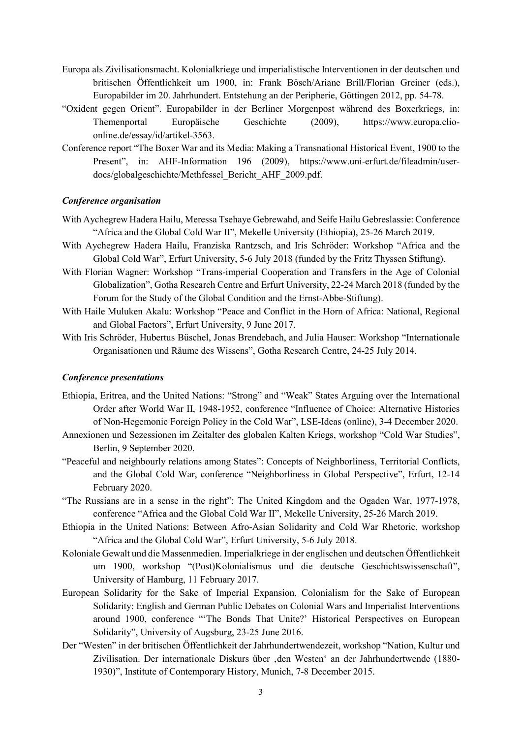Europa als Zivilisationsmacht. Kolonialkriege und imperialistische Interventionen in der deutschen und britischen Öffentlichkeit um 1900, in: Frank Bösch/Ariane Brill/Florian Greiner (eds.), Europabilder im 20. Jahrhundert. Entstehung an der Peripherie, Göttingen 2012, pp. 54-78.

"Oxident gegen Orient". Europabilder in der Berliner Morgenpost während des Boxerkriegs, in: Themenportal Europäische Geschichte (2009), https://www.europa.clio-online.de/essay/id/artikel-3563.

Conference report "The Boxer War and its Media: Making a Transnational Historical Event, 1900 to the Present", in: AHF-Information 196 (2009), https://www.uni-erfurt.de/fileadmin/user-docs/globalgeschichte/Methfessel_Bericht_AHF_2009.pdf.

### *Conference organisation*

With Aychegrew Hadera Hailu, Meressa Tsehaye Gebrewahd, and Seife Hailu Gebreslassie: Conference "Africa and the Global Cold War II", Mekelle University (Ethiopia), 25-26 March 2019.

With Aychegrew Hadera Hailu, Franziska Rantzsch, and Iris Schröder: Workshop "Africa and the Global Cold War", Erfurt University, 5-6 July 2018 (funded by the Fritz Thyssen Stiftung).

With Florian Wagner: Workshop "Trans-imperial Cooperation and Transfers in the Age of Colonial Globalization", Gotha Research Centre and Erfurt University, 22-24 March 2018 (funded by the Forum for the Study of the Global Condition and the Ernst-Abbe-Stiftung).

With Haile Muluken Akalu: Workshop "Peace and Conflict in the Horn of Africa: National, Regional and Global Factors", Erfurt University, 9 June 2017.

With Iris Schröder, Hubertus Büschel, Jonas Brendebach, and Julia Hauser: Workshop "Internationale Organisationen und Räume des Wissens", Gotha Research Centre, 24-25 July 2014.

### *Conference presentations*

Ethiopia, Eritrea, and the United Nations: "Strong" and "Weak" States Arguing over the International Order after World War II, 1948-1952, conference "Influence of Choice: Alternative Histories of Non-Hegemonic Foreign Policy in the Cold War", LSE-Ideas (online), 3-4 December 2020.

Annexionen und Sezessionen im Zeitalter des globalen Kalten Kriegs, workshop "Cold War Studies", Berlin, 9 September 2020.

"Peaceful and neighbourly relations among States": Concepts of Neighborliness, Territorial Conflicts, and the Global Cold War, conference "Neighborliness in Global Perspective", Erfurt, 12-14 February 2020.

"The Russians are in a sense in the right": The United Kingdom and the Ogaden War, 1977-1978, conference "Africa and the Global Cold War II", Mekelle University, 25-26 March 2019.

Ethiopia in the United Nations: Between Afro-Asian Solidarity and Cold War Rhetoric, workshop "Africa and the Global Cold War", Erfurt University, 5-6 July 2018.

Koloniale Gewalt und die Massenmedien. Imperialkriege in der englischen und deutschen Öffentlichkeit um 1900, workshop "(Post)Kolonialismus und die deutsche Geschichtswissenschaft", University of Hamburg, 11 February 2017.

European Solidarity for the Sake of Imperial Expansion, Colonialism for the Sake of European Solidarity: English and German Public Debates on Colonial Wars and Imperialist Interventions around 1900, conference "'The Bonds That Unite?' Historical Perspectives on European Solidarity", University of Augsburg, 23-25 June 2016.

Der "Westen" in der britischen Öffentlichkeit der Jahrhundertwendezeit, workshop "Nation, Kultur und Zivilisation. Der internationale Diskurs über ‚den Westen' an der Jahrhundertwende (1880-1930)", Institute of Contemporary History, Munich, 7-8 December 2015.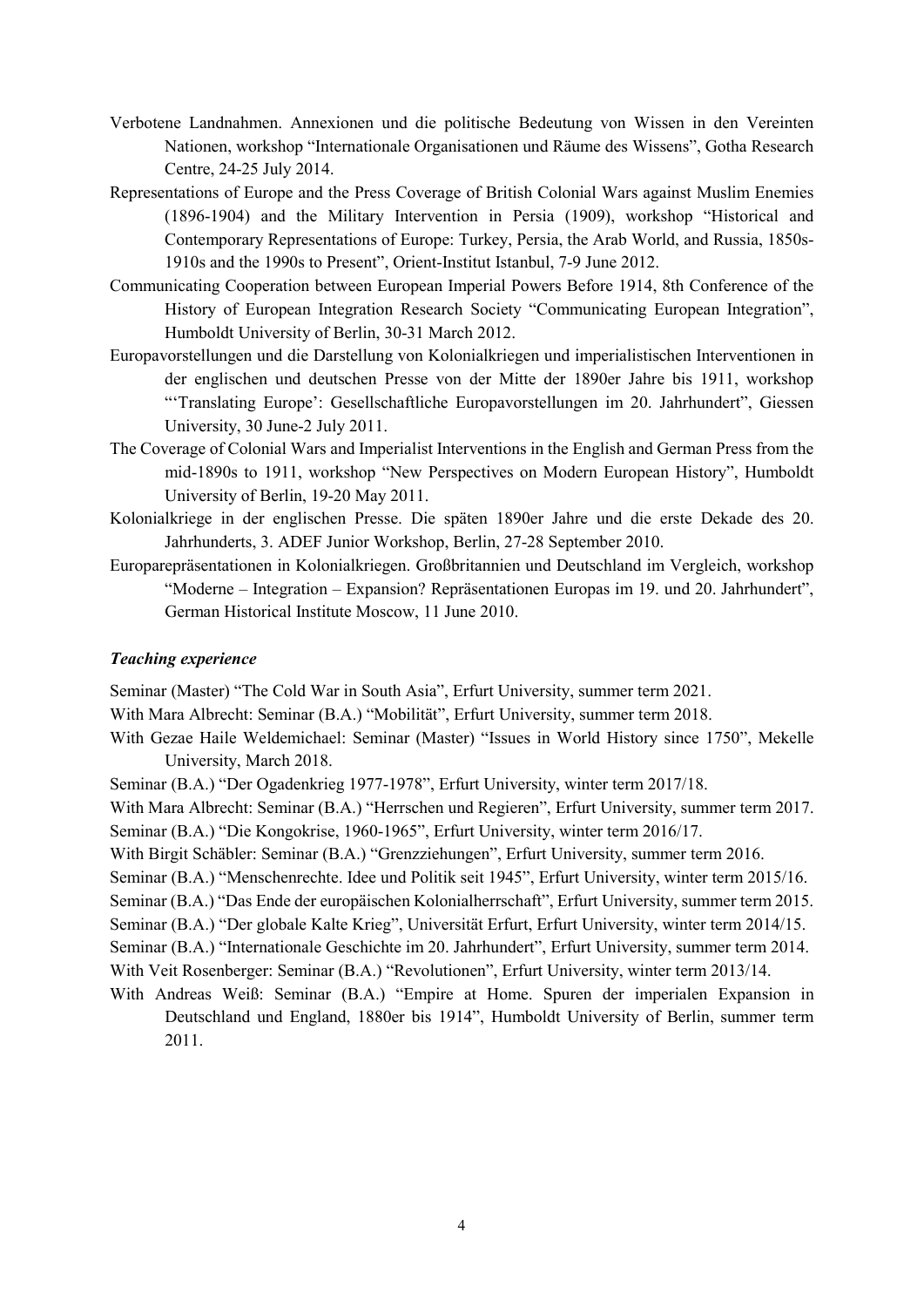Verbotene Landnahmen. Annexionen und die politische Bedeutung von Wissen in den Vereinten Nationen, workshop "Internationale Organisationen und Räume des Wissens", Gotha Research Centre, 24-25 July 2014.

Representations of Europe and the Press Coverage of British Colonial Wars against Muslim Enemies (1896-1904) and the Military Intervention in Persia (1909), workshop "Historical and Contemporary Representations of Europe: Turkey, Persia, the Arab World, and Russia, 1850s-1910s and the 1990s to Present", Orient-Institut Istanbul, 7-9 June 2012.

Communicating Cooperation between European Imperial Powers Before 1914, 8th Conference of the History of European Integration Research Society "Communicating European Integration", Humboldt University of Berlin, 30-31 March 2012.

Europavorstellungen und die Darstellung von Kolonialkriegen und imperialistischen Interventionen in der englischen und deutschen Presse von der Mitte der 1890er Jahre bis 1911, workshop "'Translating Europe': Gesellschaftliche Europavorstellungen im 20. Jahrhundert", Giessen University, 30 June-2 July 2011.

The Coverage of Colonial Wars and Imperialist Interventions in the English and German Press from the mid-1890s to 1911, workshop "New Perspectives on Modern European History", Humboldt University of Berlin, 19-20 May 2011.

Kolonialkriege in der englischen Presse. Die späten 1890er Jahre und die erste Dekade des 20. Jahrhunderts, 3. ADEF Junior Workshop, Berlin, 27-28 September 2010.

Europarepräsentationen in Kolonialkriegen. Großbritannien und Deutschland im Vergleich, workshop "Moderne – Integration – Expansion? Repräsentationen Europas im 19. und 20. Jahrhundert", German Historical Institute Moscow, 11 June 2010.

***Teaching experience***

Seminar (Master) "The Cold War in South Asia", Erfurt University, summer term 2021.

With Mara Albrecht: Seminar (B.A.) "Mobilität", Erfurt University, summer term 2018.

With Gezae Haile Weldemichael: Seminar (Master) "Issues in World History since 1750", Mekelle University, March 2018.

Seminar (B.A.) "Der Ogadenkrieg 1977-1978", Erfurt University, winter term 2017/18.

With Mara Albrecht: Seminar (B.A.) "Herrschen und Regieren", Erfurt University, summer term 2017.

Seminar (B.A.) "Die Kongokrise, 1960-1965", Erfurt University, winter term 2016/17.

With Birgit Schäbler: Seminar (B.A.) "Grenzziehungen", Erfurt University, summer term 2016.

Seminar (B.A.) "Menschenrechte. Idee und Politik seit 1945", Erfurt University, winter term 2015/16.

Seminar (B.A.) "Das Ende der europäischen Kolonialherrschaft", Erfurt University, summer term 2015.

Seminar (B.A.) "Der globale Kalte Krieg", Universität Erfurt, Erfurt University, winter term 2014/15.

Seminar (B.A.) "Internationale Geschichte im 20. Jahrhundert", Erfurt University, summer term 2014.

With Veit Rosenberger: Seminar (B.A.) "Revolutionen", Erfurt University, winter term 2013/14.

With Andreas Weiß: Seminar (B.A.) "Empire at Home. Spuren der imperialen Expansion in Deutschland und England, 1880er bis 1914", Humboldt University of Berlin, summer term 2011.